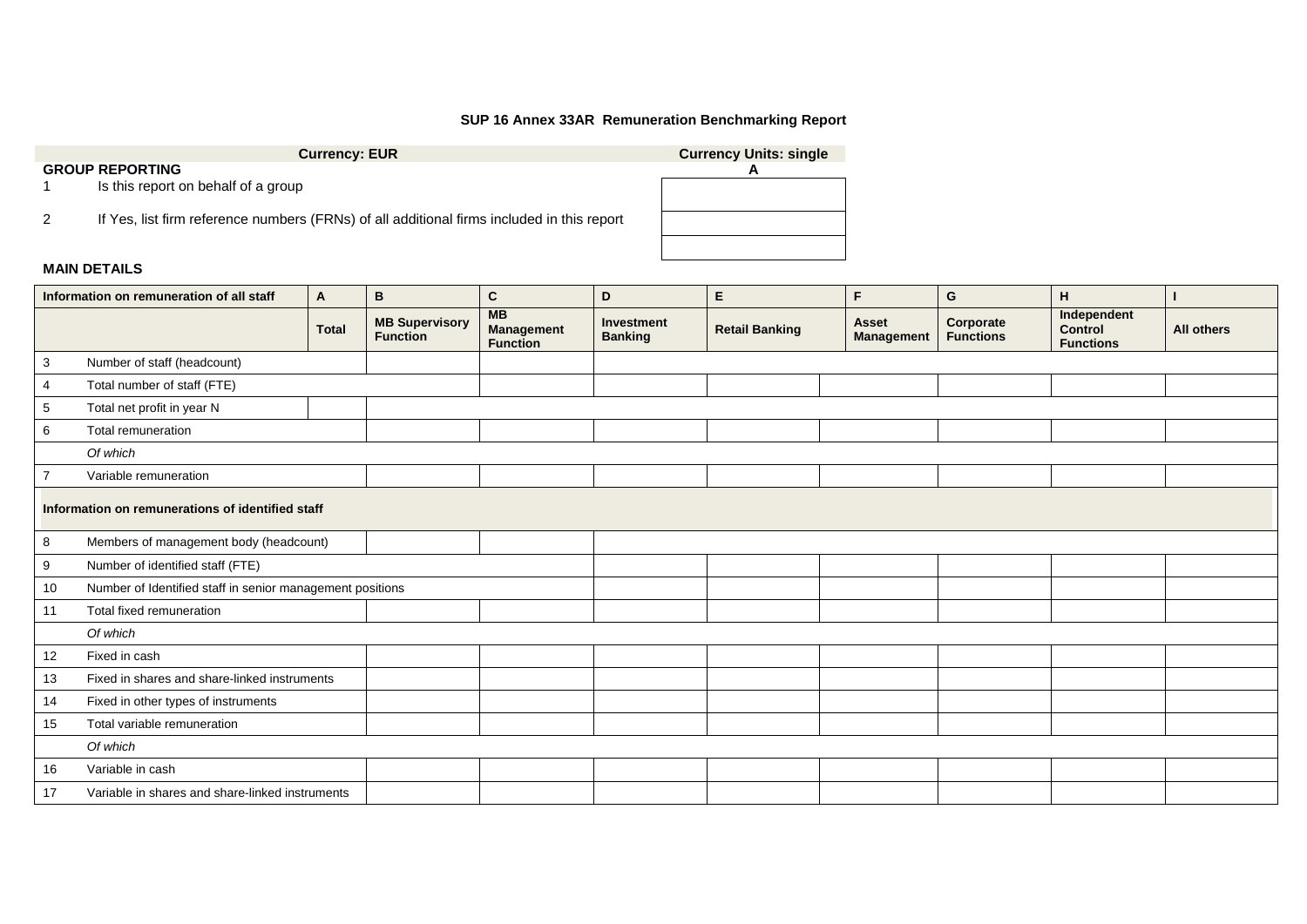## SUP 16 Annex 33AR Remuneration Benchmarking Report

| | Currency: EUR | Currency Units: single |
|---|---|---|
| **GROUP REPORTING** | | **A** |
| 1 | Is this report on behalf of a group | |
| 2 | If Yes, list firm reference numbers (FRNs) of all additional firms included in this report | |
| | | |

### MAIN DETAILS

| Information on remuneration of all staff | A | B | C | D | E | F | G | H | I |
|---|---|---|---|---|---|---|---|---|---|
| | **Total** | **MB Supervisory Function** | **MB Management Function** | **Investment Banking** | **Retail Banking** | **Asset Management** | **Corporate Functions** | **Independent Control Functions** | **All others** |
| 3 Number of staff (headcount) | | | | | | | | | |
| 4 Total number of staff (FTE) | | | | | | | | | |
| 5 Total net profit in year N | | | | | | | | | |
| 6 Total remuneration | | | | | | | | | |
| *Of which* | | | | | | | | | |
| 7 Variable remuneration | | | | | | | | | |
| **Information on remunerations of identified staff** | | | | | | | | | |
| 8 Members of management body (headcount) | | | | | | | | | |
| 9 Number of identified staff (FTE) | | | | | | | | | |
| 10 Number of Identified staff in senior management positions | | | | | | | | | |
| 11 Total fixed remuneration | | | | | | | | | |
| *Of which* | | | | | | | | | |
| 12 Fixed in cash | | | | | | | | | |
| 13 Fixed in shares and share-linked instruments | | | | | | | | | |
| 14 Fixed in other types of instruments | | | | | | | | | |
| 15 Total variable remuneration | | | | | | | | | |
| *Of which* | | | | | | | | | |
| 16 Variable in cash | | | | | | | | | |
| 17 Variable in shares and share-linked instruments | | | | | | | | | |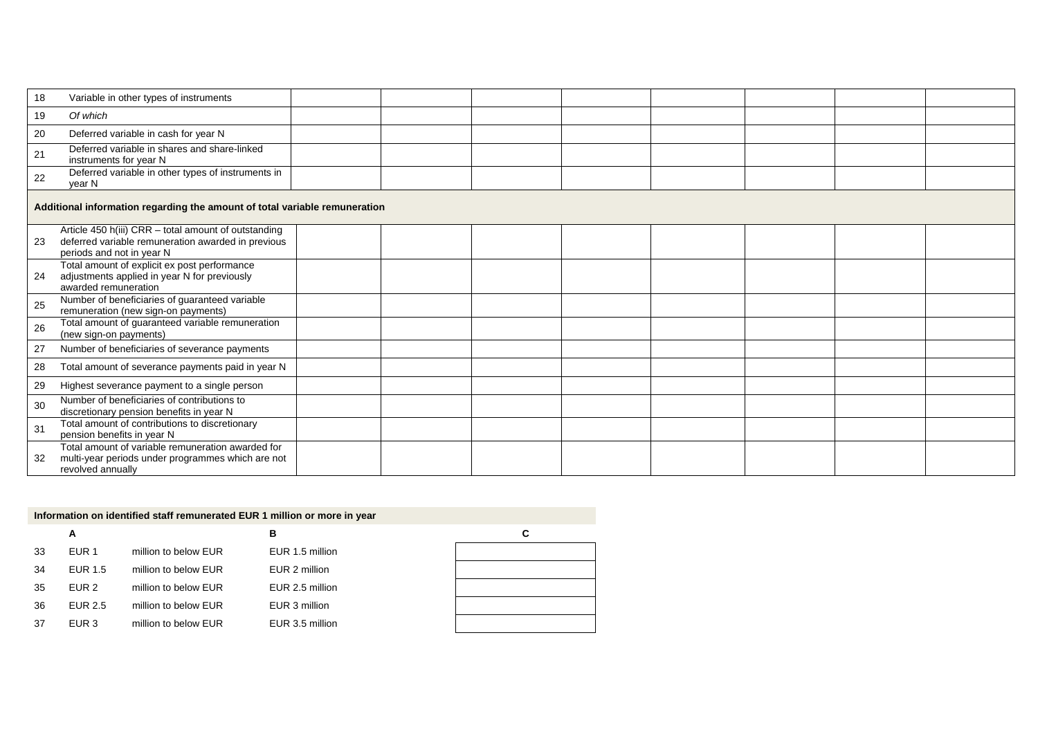| | | | | | | | | | |
|---|---|---|---|---|---|---|---|---|---|
| 18 | Variable in other types of instruments | | | | | | | | |
| 19 | *Of which* | | | | | | | | |
| 20 | Deferred variable in cash for year N | | | | | | | | |
| 21 | Deferred variable in shares and share-linked instruments for year N | | | | | | | | |
| 22 | Deferred variable in other types of instruments in year N | | | | | | | | |
| **Additional information regarding the amount of total variable remuneration** | | | | | | | | | |
| 23 | Article 450 h(iii) CRR – total amount of outstanding deferred variable remuneration awarded in previous periods and not in year N | | | | | | | | |
| 24 | Total amount of explicit ex post performance adjustments applied in year N for previously awarded remuneration | | | | | | | | |
| 25 | Number of beneficiaries of guaranteed variable remuneration (new sign-on payments) | | | | | | | | |
| 26 | Total amount of guaranteed variable remuneration (new sign-on payments) | | | | | | | | |
| 27 | Number of beneficiaries of severance payments | | | | | | | | |
| 28 | Total amount of severance payments paid in year N | | | | | | | | |
| 29 | Highest severance payment to a single person | | | | | | | | |
| 30 | Number of beneficiaries of contributions to discretionary pension benefits in year N | | | | | | | | |
| 31 | Total amount of contributions to discretionary pension benefits in year N | | | | | | | | |
| 32 | Total amount of variable remuneration awarded for multi-year periods under programmes which are not revolved annually | | | | | | | | |

**Information on identified staff remunerated EUR 1 million or more in year**

| | A | | B | C |
|---|---|---|---|---|
| 33 | EUR 1 | million to below EUR | EUR 1.5 million | |
| 34 | EUR 1.5 | million to below EUR | EUR 2 million | |
| 35 | EUR 2 | million to below EUR | EUR 2.5 million | |
| 36 | EUR 2.5 | million to below EUR | EUR 3 million | |
| 37 | EUR 3 | million to below EUR | EUR 3.5 million | |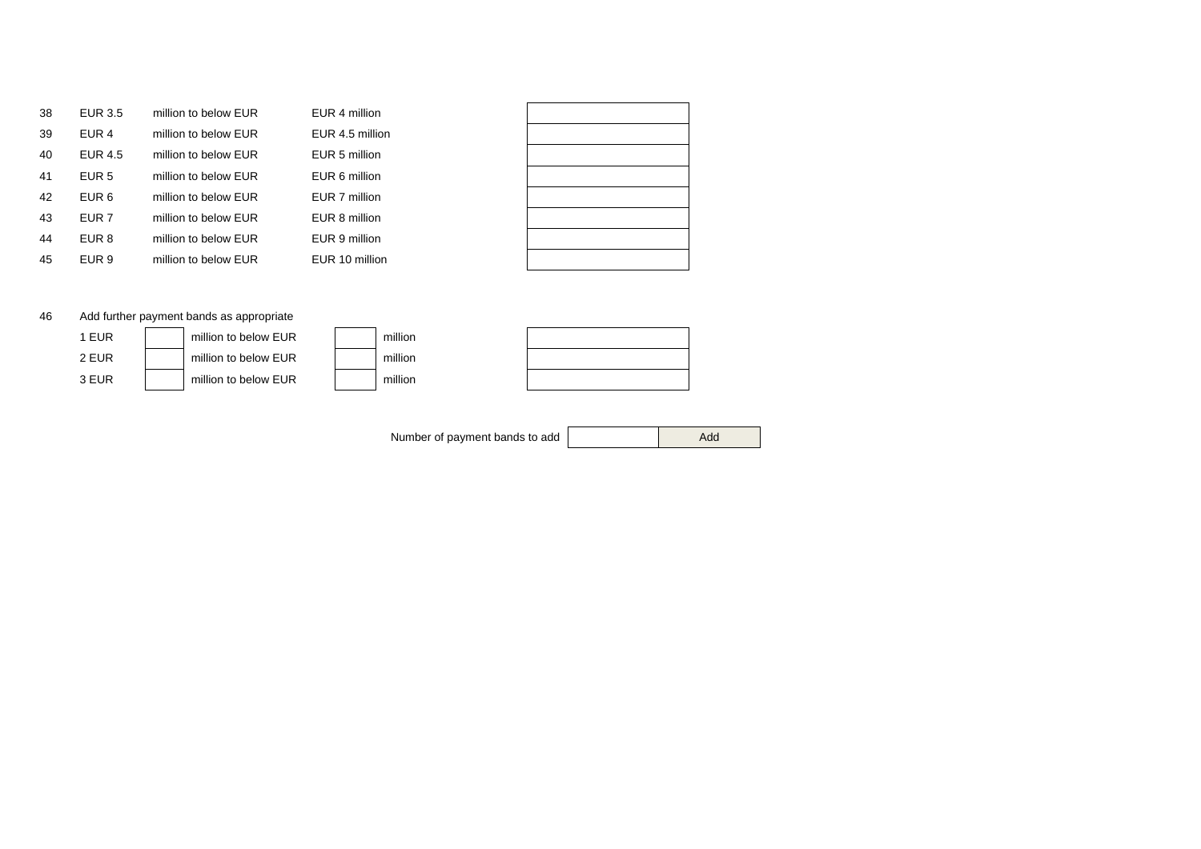| | | | | |
|---|---|---|---|---|
| 38 | EUR 3.5 | million to below EUR | EUR 4 million | |
| 39 | EUR 4 | million to below EUR | EUR 4.5 million | |
| 40 | EUR 4.5 | million to below EUR | EUR 5 million | |
| 41 | EUR 5 | million to below EUR | EUR 6 million | |
| 42 | EUR 6 | million to below EUR | EUR 7 million | |
| 43 | EUR 7 | million to below EUR | EUR 8 million | |
| 44 | EUR 8 | million to below EUR | EUR 9 million | |
| 45 | EUR 9 | million to below EUR | EUR 10 million | |

46 Add further payment bands as appropriate

| | | | | | |
|---|---|---|---|---|---|
| 1 EUR | | million to below EUR | | million | |
| 2 EUR | | million to below EUR | | million | |
| 3 EUR | | million to below EUR | | million | |

Number of payment bands to add [ ] Add